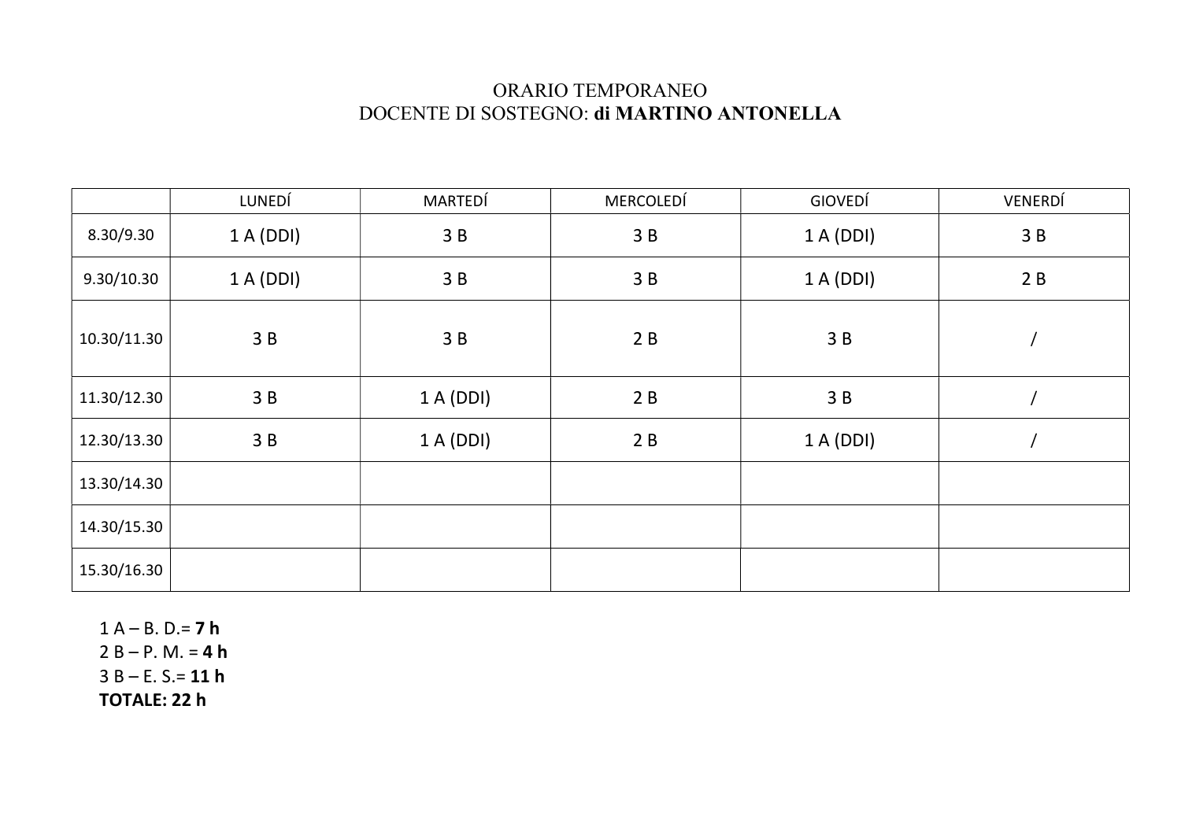ORARIO TEMPORANEO
DOCENTE DI SOSTEGNO: **di MARTINO ANTONELLA**

| | LUNEDÍ | MARTEDÍ | MERCOLEDÍ | GIOVEDÍ | VENERDÍ |
|---|---|---|---|---|---|
| 8.30/9.30 | 1 A (DDI) | 3 B | 3 B | 1 A (DDI) | 3 B |
| 9.30/10.30 | 1 A (DDI) | 3 B | 3 B | 1 A (DDI) | 2 B |
| 10.30/11.30 | 3 B | 3 B | 2 B | 3 B | / |
| 11.30/12.30 | 3 B | 1 A (DDI) | 2 B | 3 B | / |
| 12.30/13.30 | 3 B | 1 A (DDI) | 2 B | 1 A (DDI) | / |
| 13.30/14.30 | | | | | |
| 14.30/15.30 | | | | | |
| 15.30/16.30 | | | | | |

1 A – B. D.= **7 h**
2 B – P. M. = **4 h**
3 B – E. S.= **11 h**
**TOTALE: 22 h**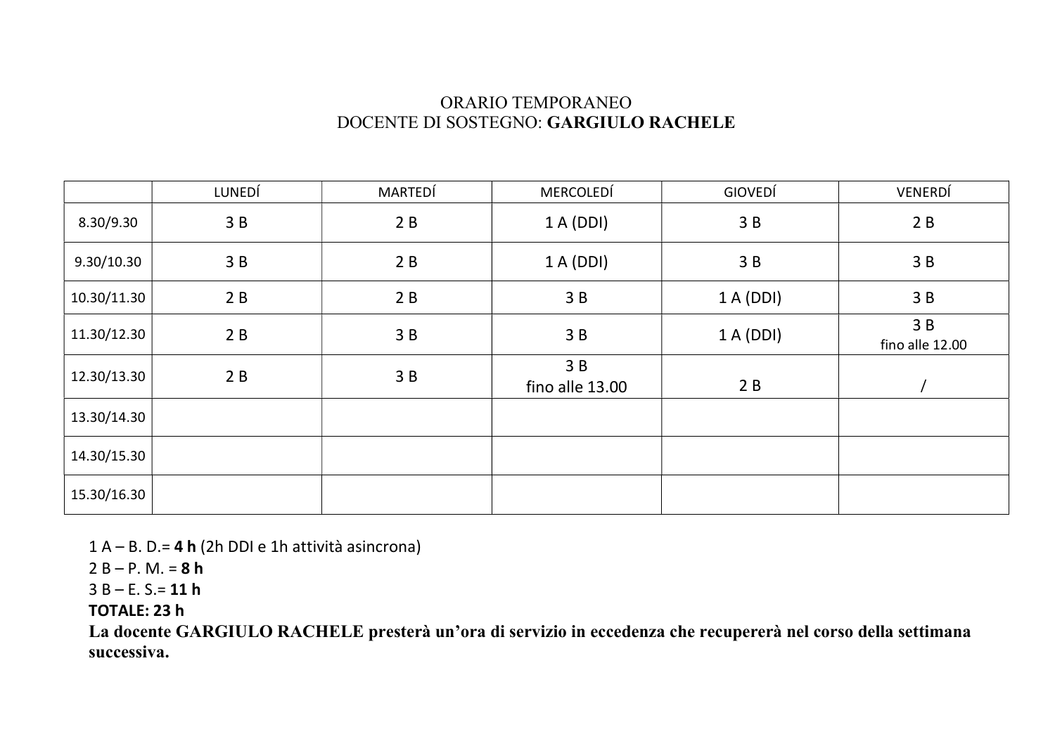ORARIO TEMPORANEO
DOCENTE DI SOSTEGNO: **GARGIULO RACHELE**

| | LUNEDÍ | MARTEDÍ | MERCOLEDÍ | GIOVEDÍ | VENERDÍ |
|---|---|---|---|---|---|
| 8.30/9.30 | 3 B | 2 B | 1 A (DDI) | 3 B | 2 B |
| 9.30/10.30 | 3 B | 2 B | 1 A (DDI) | 3 B | 3 B |
| 10.30/11.30 | 2 B | 2 B | 3 B | 1 A (DDI) | 3 B |
| 11.30/12.30 | 2 B | 3 B | 3 B | 1 A (DDI) | 3 B fino alle 12.00 |
| 12.30/13.30 | 2 B | 3 B | 3 B fino alle 13.00 | 2 B | / |
| 13.30/14.30 | | | | | |
| 14.30/15.30 | | | | | |
| 15.30/16.30 | | | | | |

1 A – B. D.= **4 h** (2h DDI e 1h attività asincrona)
2 B – P. M. = **8 h**
3 B – E. S.= **11 h**
**TOTALE: 23 h**
**La docente GARGIULO RACHELE presterà un'ora di servizio in eccedenza che recupererà nel corso della settimana successiva.**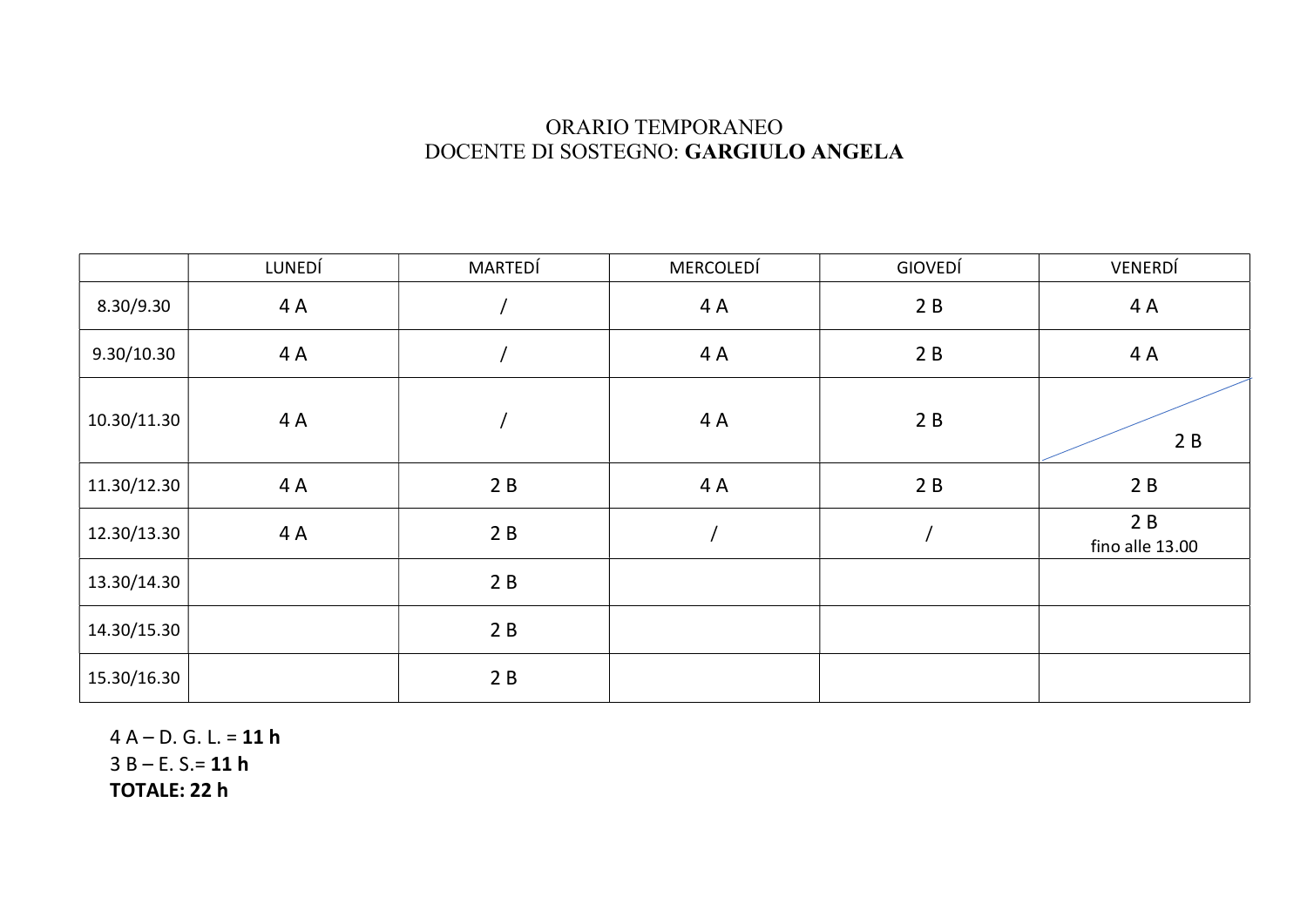ORARIO TEMPORANEO
DOCENTE DI SOSTEGNO: **GARGIULO ANGELA**

| | LUNEDÍ | MARTEDÍ | MERCOLEDÍ | GIOVEDÍ | VENERDÍ |
|---|---|---|---|---|---|
| 8.30/9.30 | 4 A | / | 4 A | 2 B | 4 A |
| 9.30/10.30 | 4 A | / | 4 A | 2 B | 4 A |
| 10.30/11.30 | 4 A | / | 4 A | 2 B | 2 B |
| 11.30/12.30 | 4 A | 2 B | 4 A | 2 B | 2 B |
| 12.30/13.30 | 4 A | 2 B | / | / | 2 B fino alle 13.00 |
| 13.30/14.30 | | 2 B | | | |
| 14.30/15.30 | | 2 B | | | |
| 15.30/16.30 | | 2 B | | | |

4 A – D. G. L. = **11 h**
3 B – E. S.= **11 h**
**TOTALE: 22 h**